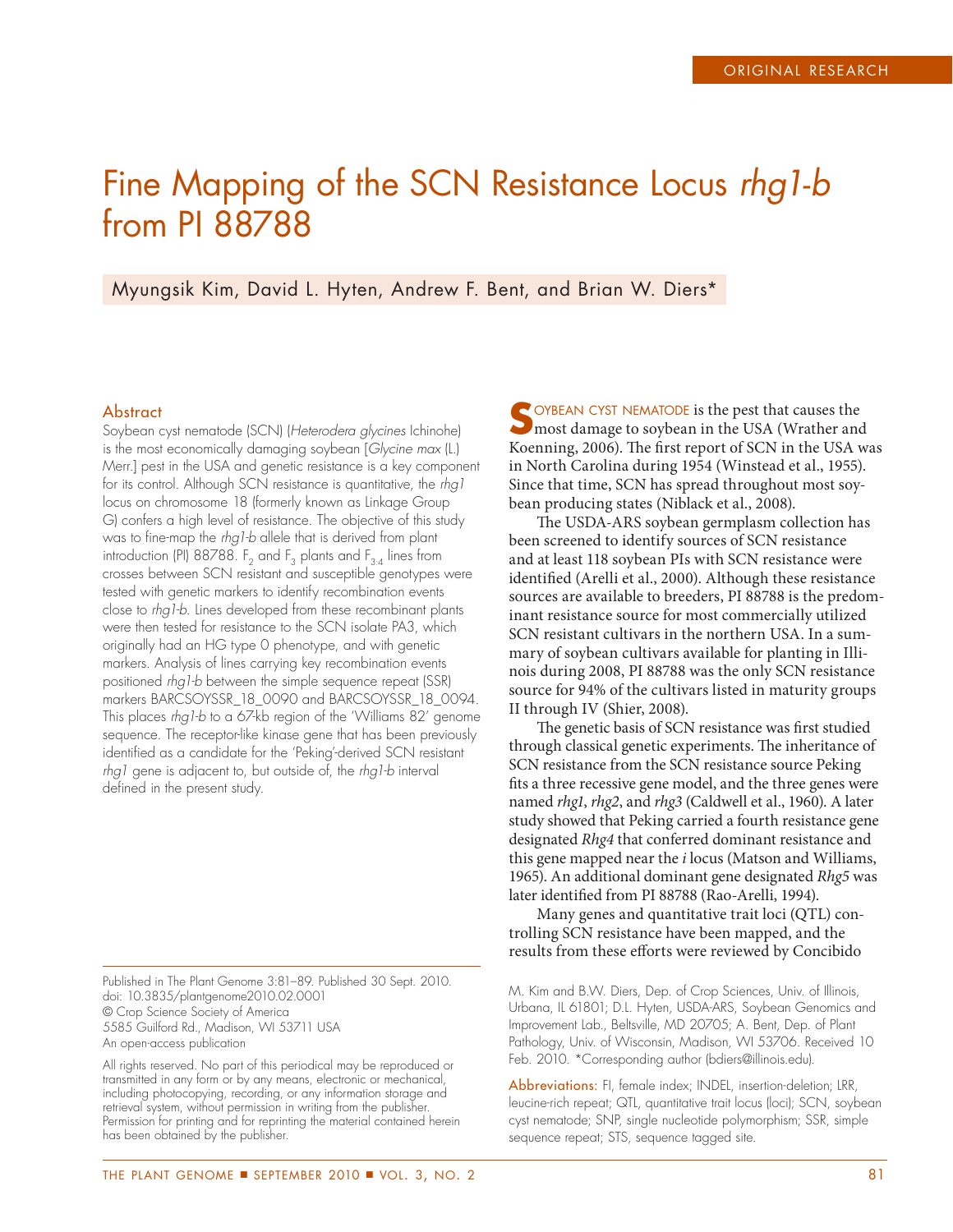ORIGINAL RESEARCH

# Fine Mapping of the SCN Resistance Locus *rhg1-b* from PI 88788

Myungsik Kim, David L. Hyten, Andrew F. Bent, and Brian W. Diers*

## Abstract

Soybean cyst nematode (SCN) (*Heterodera glycines* Ichinohe) is the most economically damaging soybean [*Glycine max* (L.) Merr.] pest in the USA and genetic resistance is a key component for its control. Although SCN resistance is quantitative, the *rhg1* locus on chromosome 18 (formerly known as Linkage Group G) confers a high level of resistance. The objective of this study was to fine-map the *rhg1-b* allele that is derived from plant introduction (PI) 88788. $F_2$ and $F_3$ plants and $F_{3:4}$ lines from crosses between SCN resistant and susceptible genotypes were tested with genetic markers to identify recombination events close to *rhg1-b*. Lines developed from these recombinant plants were then tested for resistance to the SCN isolate PA3, which originally had an HG type 0 phenotype, and with genetic markers. Analysis of lines carrying key recombination events positioned *rhg1-b* between the simple sequence repeat (SSR) markers BARCSOYSSR_18_0090 and BARCSOYSSR_18_0094. This places *rhg1-b* to a 67-kb region of the 'Williams 82' genome sequence. The receptor-like kinase gene that has been previously identified as a candidate for the 'Peking'-derived SCN resistant *rhg1* gene is adjacent to, but outside of, the *rhg1-b* interval defined in the present study.

Published in The Plant Genome 3:81–89. Published 30 Sept. 2010.
doi: 10.3835/plantgenome2010.02.0001
© Crop Science Society of America
5585 Guilford Rd., Madison, WI 53711 USA
An open-access publication

All rights reserved. No part of this periodical may be reproduced or transmitted in any form or by any means, electronic or mechanical, including photocopying, recording, or any information storage and retrieval system, without permission in writing from the publisher. Permission for printing and for reprinting the material contained herein has been obtained by the publisher.

SOYBEAN CYST NEMATODE is the pest that causes the most damage to soybean in the USA (Wrather and Koenning, 2006). The first report of SCN in the USA was in North Carolina during 1954 (Winstead et al., 1955). Since that time, SCN has spread throughout most soybean producing states (Niblack et al., 2008).

The USDA-ARS soybean germplasm collection has been screened to identify sources of SCN resistance and at least 118 soybean PIs with SCN resistance were identified (Arelli et al., 2000). Although these resistance sources are available to breeders, PI 88788 is the predominant resistance source for most commercially utilized SCN resistant cultivars in the northern USA. In a summary of soybean cultivars available for planting in Illinois during 2008, PI 88788 was the only SCN resistance source for 94% of the cultivars listed in maturity groups II through IV (Shier, 2008).

The genetic basis of SCN resistance was first studied through classical genetic experiments. The inheritance of SCN resistance from the SCN resistance source Peking fits a three recessive gene model, and the three genes were named *rhg1*, *rhg2*, and *rhg3* (Caldwell et al., 1960). A later study showed that Peking carried a fourth resistance gene designated *Rhg4* that conferred dominant resistance and this gene mapped near the *i* locus (Matson and Williams, 1965). An additional dominant gene designated *Rhg5* was later identified from PI 88788 (Rao-Arelli, 1994).

Many genes and quantitative trait loci (QTL) controlling SCN resistance have been mapped, and the results from these efforts were reviewed by Concibido

M. Kim and B.W. Diers, Dep. of Crop Sciences, Univ. of Illinois, Urbana, IL 61801; D.L. Hyten, USDA-ARS, Soybean Genomics and Improvement Lab., Beltsville, MD 20705; A. Bent, Dep. of Plant Pathology, Univ. of Wisconsin, Madison, WI 53706. Received 10 Feb. 2010. *Corresponding author (bdiers@illinois.edu).

**Abbreviations:** FI, female index; INDEL, insertion-deletion; LRR, leucine-rich repeat; QTL, quantitative trait locus (loci); SCN, soybean cyst nematode; SNP, single nucleotide polymorphism; SSR, simple sequence repeat; STS, sequence tagged site.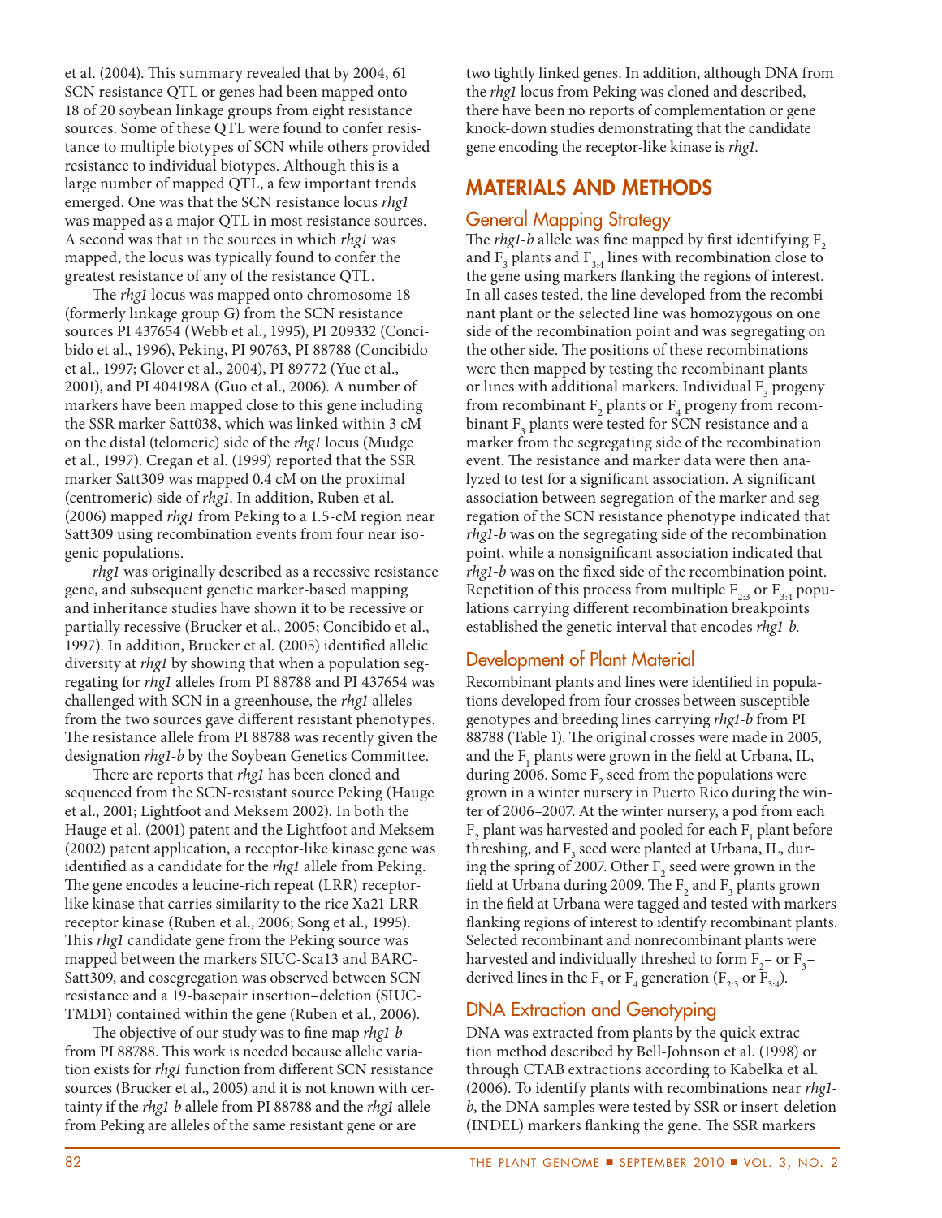et al. (2004). This summary revealed that by 2004, 61 SCN resistance QTL or genes had been mapped onto 18 of 20 soybean linkage groups from eight resistance sources. Some of these QTL were found to confer resistance to multiple biotypes of SCN while others provided resistance to individual biotypes. Although this is a large number of mapped QTL, a few important trends emerged. One was that the SCN resistance locus *rhg1* was mapped as a major QTL in most resistance sources. A second was that in the sources in which *rhg1* was mapped, the locus was typically found to confer the greatest resistance of any of the resistance QTL.

The *rhg1* locus was mapped onto chromosome 18 (formerly linkage group G) from the SCN resistance sources PI 437654 (Webb et al., 1995), PI 209332 (Concibido et al., 1996), Peking, PI 90763, PI 88788 (Concibido et al., 1997; Glover et al., 2004), PI 89772 (Yue et al., 2001), and PI 404198A (Guo et al., 2006). A number of markers have been mapped close to this gene including the SSR marker Satt038, which was linked within 3 cM on the distal (telomeric) side of the *rhg1* locus (Mudge et al., 1997). Cregan et al. (1999) reported that the SSR marker Satt309 was mapped 0.4 cM on the proximal (centromeric) side of *rhg1*. In addition, Ruben et al. (2006) mapped *rhg1* from Peking to a 1.5-cM region near Satt309 using recombination events from four near isogenic populations.

*rhg1* was originally described as a recessive resistance gene, and subsequent genetic marker-based mapping and inheritance studies have shown it to be recessive or partially recessive (Brucker et al., 2005; Concibido et al., 1997). In addition, Brucker et al. (2005) identified allelic diversity at *rhg1* by showing that when a population segregating for *rhg1* alleles from PI 88788 and PI 437654 was challenged with SCN in a greenhouse, the *rhg1* alleles from the two sources gave different resistant phenotypes. The resistance allele from PI 88788 was recently given the designation *rhg1-b* by the Soybean Genetics Committee.

There are reports that *rhg1* has been cloned and sequenced from the SCN-resistant source Peking (Hauge et al., 2001; Lightfoot and Meksem 2002). In both the Hauge et al. (2001) patent and the Lightfoot and Meksem (2002) patent application, a receptor-like kinase gene was identified as a candidate for the *rhg1* allele from Peking. The gene encodes a leucine-rich repeat (LRR) receptor-like kinase that carries similarity to the rice Xa21 LRR receptor kinase (Ruben et al., 2006; Song et al., 1995). This *rhg1* candidate gene from the Peking source was mapped between the markers SIUC-Sca13 and BARC-Satt309, and cosegregation was observed between SCN resistance and a 19-basepair insertion–deletion (SIUC-TMD1) contained within the gene (Ruben et al., 2006).

The objective of our study was to fine map *rhg1-b* from PI 88788. This work is needed because allelic variation exists for *rhg1* function from different SCN resistance sources (Brucker et al., 2005) and it is not known with certainty if the *rhg1-b* allele from PI 88788 and the *rhg1* allele from Peking are alleles of the same resistant gene or are two tightly linked genes. In addition, although DNA from the *rhg1* locus from Peking was cloned and described, there have been no reports of complementation or gene knock-down studies demonstrating that the candidate gene encoding the receptor-like kinase is *rhg1*.

## MATERIALS AND METHODS

### General Mapping Strategy

The *rhg1-b* allele was fine mapped by first identifying $F_2$ and $F_3$ plants and $F_{3:4}$ lines with recombination close to the gene using markers flanking the regions of interest. In all cases tested, the line developed from the recombinant plant or the selected line was homozygous on one side of the recombination point and was segregating on the other side. The positions of these recombinations were then mapped by testing the recombinant plants or lines with additional markers. Individual $F_3$ progeny from recombinant $F_2$ plants or $F_4$ progeny from recombinant $F_3$ plants were tested for SCN resistance and a marker from the segregating side of the recombination event. The resistance and marker data were then analyzed to test for a significant association. A significant association between segregation of the marker and segregation of the SCN resistance phenotype indicated that *rhg1-b* was on the segregating side of the recombination point, while a nonsignificant association indicated that *rhg1-b* was on the fixed side of the recombination point. Repetition of this process from multiple $F_{2:3}$ or $F_{3:4}$ populations carrying different recombination breakpoints established the genetic interval that encodes *rhg1-b*.

### Development of Plant Material

Recombinant plants and lines were identified in populations developed from four crosses between susceptible genotypes and breeding lines carrying *rhg1-b* from PI 88788 (Table 1). The original crosses were made in 2005, and the $F_1$ plants were grown in the field at Urbana, IL, during 2006. Some $F_2$ seed from the populations were grown in a winter nursery in Puerto Rico during the winter of 2006–2007. At the winter nursery, a pod from each $F_2$ plant was harvested and pooled for each $F_1$ plant before threshing, and $F_3$ seed were planted at Urbana, IL, during the spring of 2007. Other $F_2$ seed were grown in the field at Urbana during 2009. The $F_2$ and $F_3$ plants grown in the field at Urbana were tagged and tested with markers flanking regions of interest to identify recombinant plants. Selected recombinant and nonrecombinant plants were harvested and individually threshed to form $F_2$– or $F_3$–derived lines in the $F_3$ or $F_4$ generation ($F_{2:3}$ or $F_{3:4}$).

### DNA Extraction and Genotyping

DNA was extracted from plants by the quick extraction method described by Bell-Johnson et al. (1998) or through CTAB extractions according to Kabelka et al. (2006). To identify plants with recombinations near *rhg1-b*, the DNA samples were tested by SSR or insert-deletion (INDEL) markers flanking the gene. The SSR markers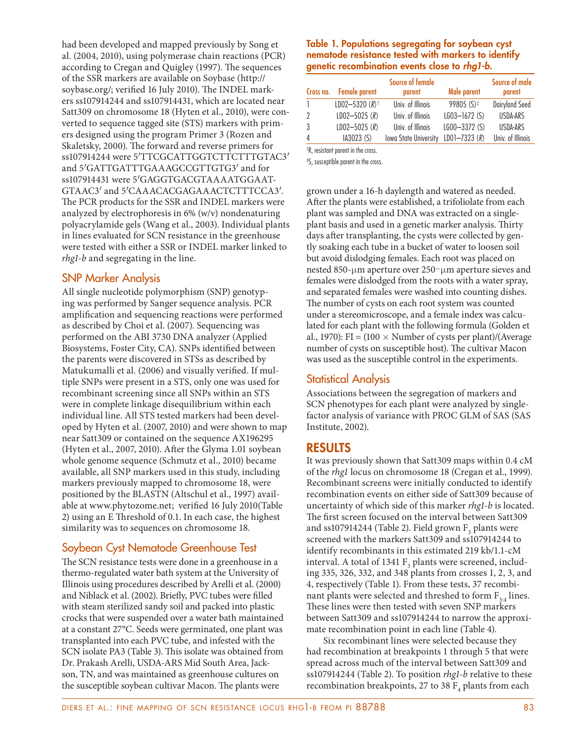had been developed and mapped previously by Song et al. (2004, 2010), using polymerase chain reactions (PCR) according to Cregan and Quigley (1997). The sequences of the SSR markers are available on Soybase (http://soybase.org/; verified 16 July 2010). The INDEL markers ss107914244 and ss107914431, which are located near Satt309 on chromosome 18 (Hyten et al., 2010), were converted to sequence tagged site (STS) markers with primers designed using the program Primer 3 (Rozen and Skaletsky, 2000). The forward and reverse primers for ss107914244 were 5′TTCGCATTGGTCTTCTTTGTAC3′ and 5′GATTGATTTGAAAGCCGTTGTG3′ and for ss107914431 were 5′GAGGTGACGTAAAATGGAATGTAAC3′ and 5′CAAACACGAGAAACTCTTTCCA3′. The PCR products for the SSR and INDEL markers were analyzed by electrophoresis in 6% (w/v) nondenaturing polyacrylamide gels (Wang et al., 2003). Individual plants in lines evaluated for SCN resistance in the greenhouse were tested with either a SSR or INDEL marker linked to *rhg1-b* and segregating in the line.

## SNP Marker Analysis

All single nucleotide polymorphism (SNP) genotyping was performed by Sanger sequence analysis. PCR amplification and sequencing reactions were performed as described by Choi et al. (2007). Sequencing was performed on the ABI 3730 DNA analyzer (Applied Biosystems, Foster City, CA). SNPs identified between the parents were discovered in STSs as described by Matukumalli et al. (2006) and visually verified. If multiple SNPs were present in a STS, only one was used for recombinant screening since all SNPs within an STS were in complete linkage disequilibrium within each individual line. All STS tested markers had been developed by Hyten et al. (2007, 2010) and were shown to map near Satt309 or contained on the sequence AX196295 (Hyten et al., 2007, 2010). After the Glyma 1.01 soybean whole genome sequence (Schmutz et al., 2010) became available, all SNP markers used in this study, including markers previously mapped to chromosome 18, were positioned by the BLASTN (Altschul et al., 1997) available at www.phytozome.net; verified 16 July 2010(Table 2) using an E Threshold of 0.1. In each case, the highest similarity was to sequences on chromosome 18.

## Soybean Cyst Nematode Greenhouse Test

The SCN resistance tests were done in a greenhouse in a thermo-regulated water bath system at the University of Illinois using procedures described by Arelli et al. (2000) and Niblack et al. (2002). Briefly, PVC tubes were filled with steam sterilized sandy soil and packed into plastic crocks that were suspended over a water bath maintained at a constant 27°C. Seeds were germinated, one plant was transplanted into each PVC tube, and infested with the SCN isolate PA3 (Table 3). This isolate was obtained from Dr. Prakash Arelli, USDA-ARS Mid South Area, Jackson, TN, and was maintained as greenhouse cultures on the susceptible soybean cultivar Macon. The plants were grown under a 16-h daylength and watered as needed. After the plants were established, a trifoliolate from each plant was sampled and DNA was extracted on a single-plant basis and used in a genetic marker analysis. Thirty days after transplanting, the cysts were collected by gently soaking each tube in a bucket of water to loosen soil but avoid dislodging females. Each root was placed on nested 850-μm aperture over 250-μm aperture sieves and females were dislodged from the roots with a water spray, and separated females were washed into counting dishes. The number of cysts on each root system was counted under a stereomicroscope, and a female index was calculated for each plant with the following formula (Golden et al., 1970): FI = (100 × Number of cysts per plant)/(Average number of cysts on susceptible host). The cultivar Macon was used as the susceptible control in the experiments.

**Table 1. Populations segregating for soybean cyst nematode resistance tested with markers to identify genetic recombination events close to *rhg1-b*.**

| Cross no. | Female parent | Source of female parent | Male parent | Source of male parent |
|---|---|---|---|---|
| 1 | LD02–5320 (*R*)[†] | Univ. of Illinois | 99805 (S)[‡] | Dairyland Seed |
| 2 | LD02–5025 (*R*) | Univ. of Illinois | LG03–1672 (S) | USDA-ARS |
| 3 | LD02–5025 (*R*) | Univ. of Illinois | LG00–3372 (S) | USDA-ARS |
| 4 | IA3023 (S) | Iowa State University | LD01–7323 (*R*) | Univ. of Illinois |

[†]R, resistant parent in the cross.

[‡]S, susceptible parent in the cross.

## Statistical Analysis

Associations between the segregation of markers and SCN phenotypes for each plant were analyzed by single-factor analysis of variance with PROC GLM of SAS (SAS Institute, 2002).

# RESULTS

It was previously shown that Satt309 maps within 0.4 cM of the *rhg1* locus on chromosome 18 (Cregan et al., 1999). Recombinant screens were initially conducted to identify recombination events on either side of Satt309 because of uncertainty of which side of this marker *rhg1-b* is located. The first screen focused on the interval between Satt309 and ss107914244 (Table 2). Field grown $F_3$ plants were screened with the markers Satt309 and ss107914244 to identify recombinants in this estimated 219 kb/1.1-cM interval. A total of 1341 $F_3$ plants were screened, including 335, 326, 332, and 348 plants from crosses 1, 2, 3, and 4, respectively (Table 1). From these tests, 37 recombinant plants were selected and threshed to form $F_{3:4}$ lines. These lines were then tested with seven SNP markers between Satt309 and ss107914244 to narrow the approximate recombination point in each line (Table 4).

Six recombinant lines were selected because they had recombination at breakpoints 1 through 5 that were spread across much of the interval between Satt309 and ss107914244 (Table 2). To position *rhg1-b* relative to these recombination breakpoints, 27 to 38 $F_4$ plants from each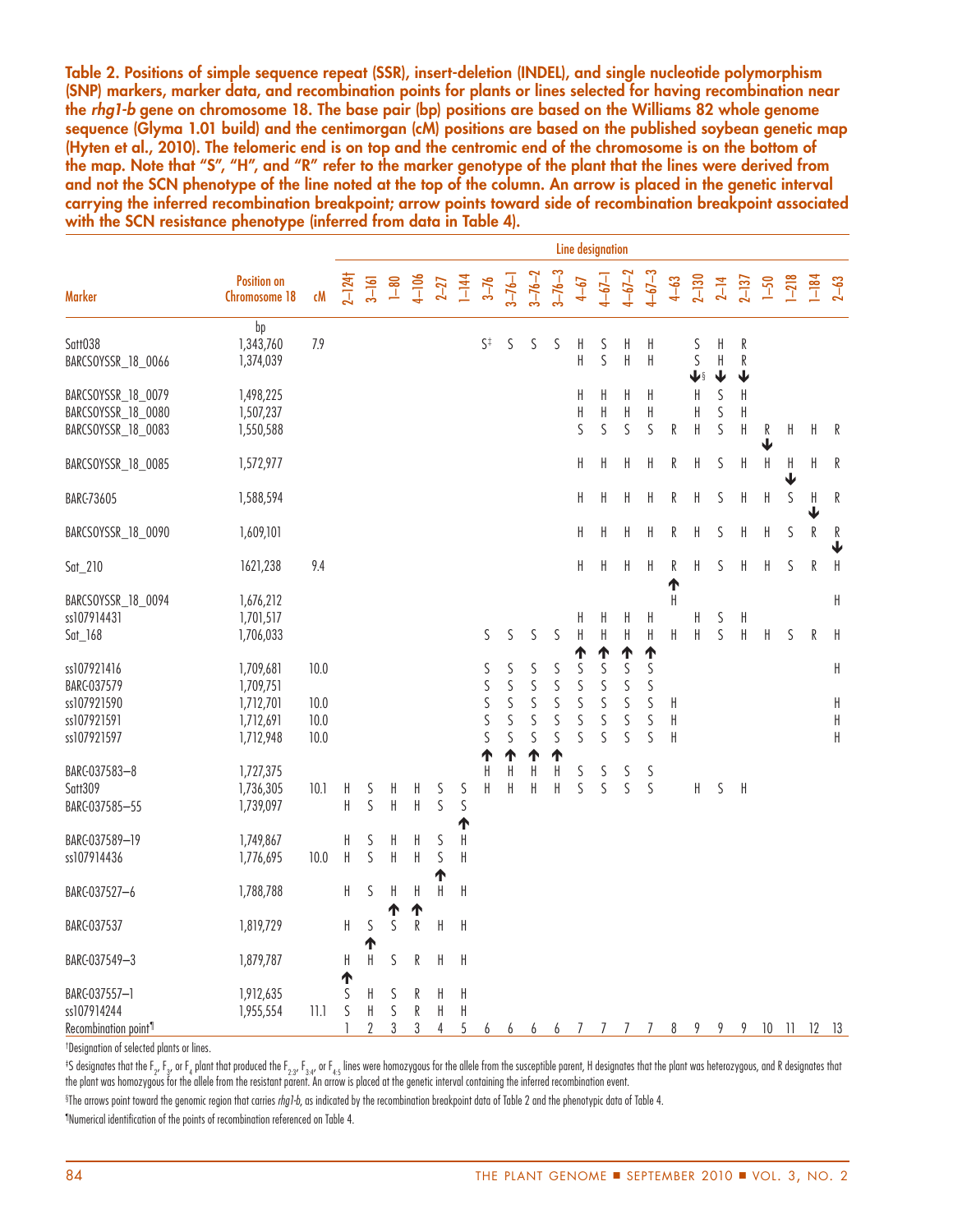**Table 2. Positions of simple sequence repeat (SSR), insert-deletion (INDEL), and single nucleotide polymorphism (SNP) markers, marker data, and recombination points for plants or lines selected for having recombination near the *rhg1-b* gene on chromosome 18. The base pair (bp) positions are based on the Williams 82 whole genome sequence (Glyma 1.01 build) and the centimorgan (cM) positions are based on the published soybean genetic map (Hyten et al., 2010). The telomeric end is on top and the centromic end of the chromosome is on the bottom of the map. Note that "S", "H", and "R" refer to the marker genotype of the plant that the lines were derived from and not the SCN phenotype of the line noted at the top of the column. An arrow is placed in the genetic interval carrying the inferred recombination breakpoint; arrow points toward side of recombination breakpoint associated with the SCN resistance phenotype (inferred from data in Table 4).**

| | | | Line designation | | | | | | | | | | | | | | | | | | | | | |
|---|---|---|---|---|---|---|---|---|---|---|---|---|---|---|---|---|---|---|---|---|---|---|---|---|
| Marker | Position on Chromosome 18 | cM | 2–124† | 3–161 | 1–80 | 4–106 | 2–27 | 1–144 | 3–76 | 3–76–1 | 3–76–2 | 3–76–3 | 4–67 | 4–67–1 | 4–67–2 | 4–67–3 | 4–63 | 2–130 | 2–14 | 2–137 | 1–50 | 1–218 | 1–184 | 2–63 |
| | bp | | | | | | | | | | | | | | | | | | | | | | | |
| Satt038 | 1,343,760 | 7.9 | | | | | | | S‡ | S | S | S | H | S | H | H | | S | H | R | | | | |
| BARCSOYSSR_18_0066 | 1,374,039 | | | | | | | | | | | | H | S | H | H | | S | H | R | | | | |
| | | | | | | | | | | | | | | | | | | ↓§ | ↓ | ↓ | | | | |
| BARCSOYSSR_18_0079 | 1,498,225 | | | | | | | | | | | | H | H | H | H | | H | S | H | | | | |
| BARCSOYSSR_18_0080 | 1,507,237 | | | | | | | | | | | | H | H | H | H | | H | S | H | | | | |
| BARCSOYSSR_18_0083 | 1,550,588 | | | | | | | | | | | | S | S | S | S | R | H | S | H | R | H | H | R |
| | | | | | | | | | | | | | | | | | | | | | ↓ | | | |
| BARCSOYSSR_18_0085 | 1,572,977 | | | | | | | | | | | | H | H | H | H | R | H | S | H | H | H | H | R |
| | | | | | | | | | | | | | | | | | | | | | | ↓ | | |
| BARC-73605 | 1,588,594 | | | | | | | | | | | | H | H | H | H | R | H | S | H | H | S | H | R |
| | | | | | | | | | | | | | | | | | | | | | | | ↓ | |
| BARCSOYSSR_18_0090 | 1,609,101 | | | | | | | | | | | | H | H | H | H | R | H | S | H | H | S | R | R |
| | | | | | | | | | | | | | | | | | | | | | | | | ↓ |
| Sat_210 | 1621238 | 9.4 | | | | | | | | | | | H | H | H | H | R | H | S | H | H | S | R | H |
| | | | | | | | | | | | | | | | | | ↑ | | | | | | | |
| BARCSOYSSR_18_0094 | 1,676,212 | | | | | | | | | | | | | | | | H | | | | | | | H |
| ss107914431 | 1,701,517 | | | | | | | | | | | | H | H | H | H | | H | S | H | | | | |
| Sat_168 | 1,706,033 | | | | | | | | S | S | S | S | H | H | H | H | H | H | S | H | H | S | R | H |
| | | | | | | | | | | | | | ↑ | ↑ | ↑ | ↑ | | | | | | | | |
| ss107921416 | 1,709,681 | 10.0 | | | | | | | S | S | S | S | S | S | S | S | | | | | | | | H |
| BARC-037579 | 1,709,751 | | | | | | | | S | S | S | S | S | S | S | S | | | | | | | | |
| ss107921590 | 1,712,701 | 10.0 | | | | | | | S | S | S | S | S | S | S | S | H | | | | | | | H |
| ss107921591 | 1,712,691 | 10.0 | | | | | | | S | S | S | S | S | S | S | S | H | | | | | | | H |
| ss107921597 | 1,712,948 | 10.0 | | | | | | | S | S | S | S | S | S | S | S | H | | | | | | | H |
| | | | | | | | | | ↑ | ↑ | ↑ | ↑ | | | | | | | | | | | | |
| BARC-037583–8 | 1,727,375 | | | | | | | | H | H | H | H | S | S | S | S | | | | | | | | |
| Satt309 | 1,736,305 | 10.1 | H | S | H | H | S | S | H | H | H | H | S | S | S | S | | H | S | H | | | | |
| BARC-037585–55 | 1,739,097 | | H | S | H | H | S | S | | | | | | | | | | | | | | | | |
| | | | | | | | | ↑ | | | | | | | | | | | | | | | | |
| BARC-037589–19 | 1,749,867 | | H | S | H | H | S | H | | | | | | | | | | | | | | | | |
| ss107914436 | 1,776,695 | 10.0 | H | S | H | H | S | H | | | | | | | | | | | | | | | | |
| | | | | | | | ↑ | | | | | | | | | | | | | | | | | |
| BARC-037527–6 | 1,788,788 | | H | S | H | H | H | H | | | | | | | | | | | | | | | | |
| | | | | | ↑ | ↑ | | | | | | | | | | | | | | | | | | |
| BARC-037537 | 1,819,729 | | H | S | S | R | H | H | | | | | | | | | | | | | | | | |
| | | | | ↑ | | | | | | | | | | | | | | | | | | | | |
| BARC-037549–3 | 1,879,787 | | H | H | S | R | H | H | | | | | | | | | | | | | | | | |
| | | | ↑ | | | | | | | | | | | | | | | | | | | | | |
| BARC-037557–1 | 1,912,635 | | S | H | S | R | H | H | | | | | | | | | | | | | | | | |
| ss107914244 | 1,955,554 | 11.1 | S | H | S | R | H | H | | | | | | | | | | | | | | | | |
| Recombination point¶ | | | 1 | 2 | 3 | 3 | 4 | 5 | 6 | 6 | 6 | 6 | 7 | 7 | 7 | 7 | 8 | 9 | 9 | 9 | 10 | 11 | 12 | 13 |

†Designation of selected plants or lines.

‡S designates that the $F_2$, $F_3$, or $F_4$ plant that produced the $F_{2:3}$, $F_{3:4}$, or $F_{4:5}$ lines were homozygous for the allele from the susceptible parent, H designates that the plant was heterozygous, and R designates that the plant was homozygous for the allele from the resistant parent. An arrow is placed at the genetic interval containing the inferred recombination event.

§The arrows point toward the genomic region that carries *rhg1-b*, as indicated by the recombination breakpoint data of Table 2 and the phenotypic data of Table 4.

¶Numerical identification of the points of recombination referenced on Table 4.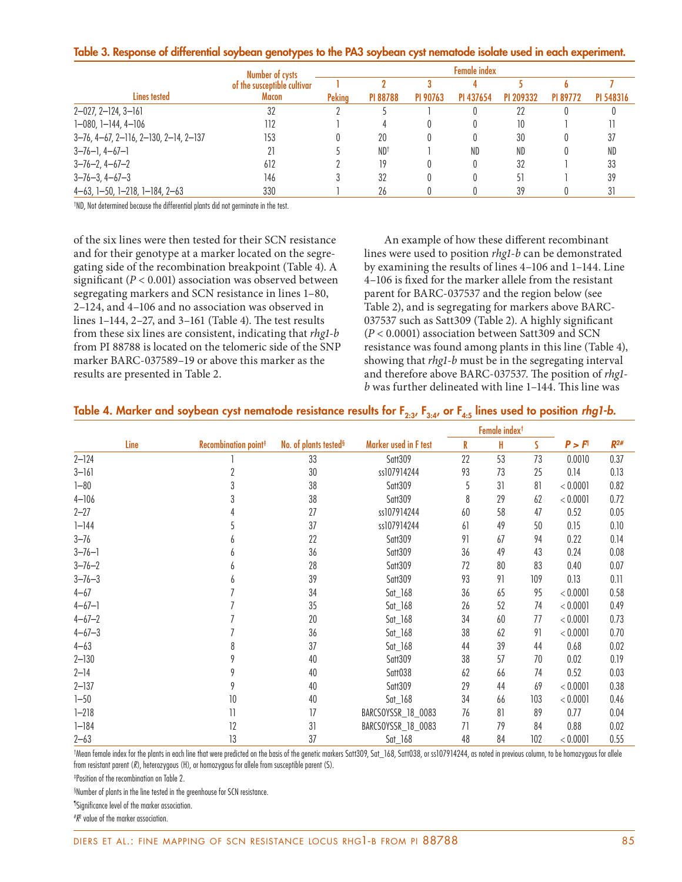**Table 3. Response of differential soybean genotypes to the PA3 soybean cyst nematode isolate used in each experiment.**

| Lines tested | Number of cysts of the susceptible cultivar Macon | Female index | | | | | | |
|---|---|---|---|---|---|---|---|---|
| | | 1 Peking | 2 PI 88788 | 3 PI 90763 | 4 PI 437654 | 5 PI 209332 | 6 PI 89772 | 7 PI 548316 |
| 2–027, 2–124, 3–161 | 32 | 2 | 5 | 1 | 0 | 22 | 0 | 0 |
| 1–080, 1–144, 4–106 | 112 | 1 | 4 | 0 | 0 | 10 | 1 | 11 |
| 3–76, 4–67, 2–116, 2–130, 2–14, 2–137 | 153 | 0 | 20 | 0 | 0 | 30 | 0 | 37 |
| 3–76–1, 4–67–1 | 21 | 5 | ND† | 1 | ND | ND | 0 | ND |
| 3–76–2, 4–67–2 | 612 | 2 | 19 | 0 | 0 | 32 | 1 | 33 |
| 3–76–3, 4–67–3 | 146 | 3 | 32 | 0 | 0 | 51 | 1 | 39 |
| 4–63, 1–50, 1–218, 1–184, 2–63 | 330 | 1 | 26 | 0 | 0 | 39 | 0 | 31 |

†ND, Not determined because the differential plants did not germinate in the test.

of the six lines were then tested for their SCN resistance and for their genotype at a marker located on the segregating side of the recombination breakpoint (Table 4). A significant ($P < 0.001$) association was observed between segregating markers and SCN resistance in lines 1–80, 2–124, and 4–106 and no association was observed in lines 1–144, 2–27, and 3–161 (Table 4). The test results from these six lines are consistent, indicating that *rhg1-b* from PI 88788 is located on the telomeric side of the SNP marker BARC-037589–19 or above this marker as the results are presented in Table 2.

An example of how these different recombinant lines were used to position *rhg1-b* can be demonstrated by examining the results of lines 4–106 and 1–144. Line 4–106 is fixed for the marker allele from the resistant parent for BARC-037537 and the region below (see Table 2), and is segregating for markers above BARC-037537 such as Satt309 (Table 2). A highly significant ($P < 0.0001$) association between Satt309 and SCN resistance was found among plants in this line (Table 4), showing that *rhg1-b* must be in the segregating interval and therefore above BARC-037537. The position of *rhg1-b* was further delineated with line 1–144. This line was

**Table 4. Marker and soybean cyst nematode resistance results for $F_{2:3}$, $F_{3:4}$, or $F_{4:5}$ lines used to position *rhg1-b*.**

| Line | Recombination point‡ | No. of plants tested§ | Marker used in F test | Female index† | | | $P > F$¶ | $R^2$# |
|---|---|---|---|---|---|---|---|---|
| | | | | R | H | S | | |
| 2–124 | 1 | 33 | Satt309 | 22 | 53 | 73 | 0.0010 | 0.37 |
| 3–161 | 2 | 30 | ss107914244 | 93 | 73 | 25 | 0.14 | 0.13 |
| 1–80 | 3 | 38 | Satt309 | 5 | 31 | 81 | < 0.0001 | 0.82 |
| 4–106 | 3 | 38 | Satt309 | 8 | 29 | 62 | < 0.0001 | 0.72 |
| 2–27 | 4 | 27 | ss107914244 | 60 | 58 | 47 | 0.52 | 0.05 |
| 1–144 | 5 | 37 | ss107914244 | 61 | 49 | 50 | 0.15 | 0.10 |
| 3–76 | 6 | 22 | Satt309 | 91 | 67 | 94 | 0.22 | 0.14 |
| 3–76–1 | 6 | 36 | Satt309 | 36 | 49 | 43 | 0.24 | 0.08 |
| 3–76–2 | 6 | 28 | Satt309 | 72 | 80 | 83 | 0.40 | 0.07 |
| 3–76–3 | 6 | 39 | Satt309 | 93 | 91 | 109 | 0.13 | 0.11 |
| 4–67 | 7 | 34 | Sat_168 | 36 | 65 | 95 | < 0.0001 | 0.58 |
| 4–67–1 | 7 | 35 | Sat_168 | 26 | 52 | 74 | < 0.0001 | 0.49 |
| 4–67–2 | 7 | 20 | Sat_168 | 34 | 60 | 77 | < 0.0001 | 0.73 |
| 4–67–3 | 7 | 36 | Sat_168 | 38 | 62 | 91 | < 0.0001 | 0.70 |
| 4–63 | 8 | 37 | Sat_168 | 44 | 39 | 44 | 0.68 | 0.02 |
| 2–130 | 9 | 40 | Satt309 | 38 | 57 | 70 | 0.02 | 0.19 |
| 2–14 | 9 | 40 | Satt038 | 62 | 66 | 74 | 0.52 | 0.03 |
| 2–137 | 9 | 40 | Satt309 | 29 | 44 | 69 | < 0.0001 | 0.38 |
| 1–50 | 10 | 40 | Sat_168 | 34 | 66 | 103 | < 0.0001 | 0.46 |
| 1–218 | 11 | 17 | BARCSOYSSR_18_0083 | 76 | 81 | 89 | 0.77 | 0.04 |
| 1–184 | 12 | 31 | BARCSOYSSR_18_0083 | 71 | 79 | 84 | 0.88 | 0.02 |
| 2–63 | 13 | 37 | Sat_168 | 48 | 84 | 102 | < 0.0001 | 0.55 |

†Mean female index for the plants in each line that were predicted on the basis of the genetic markers Satt309, Sat_168, Satt038, or ss107914244, as noted in previous column, to be homozygous for allele from resistant parent (*R*), heterozygous (H), or homozygous for allele from susceptible parent (S).

‡Position of the recombination on Table 2.

§Number of plants in the line tested in the greenhouse for SCN resistance.

¶Significance level of the marker association.

#$R^2$ value of the marker association.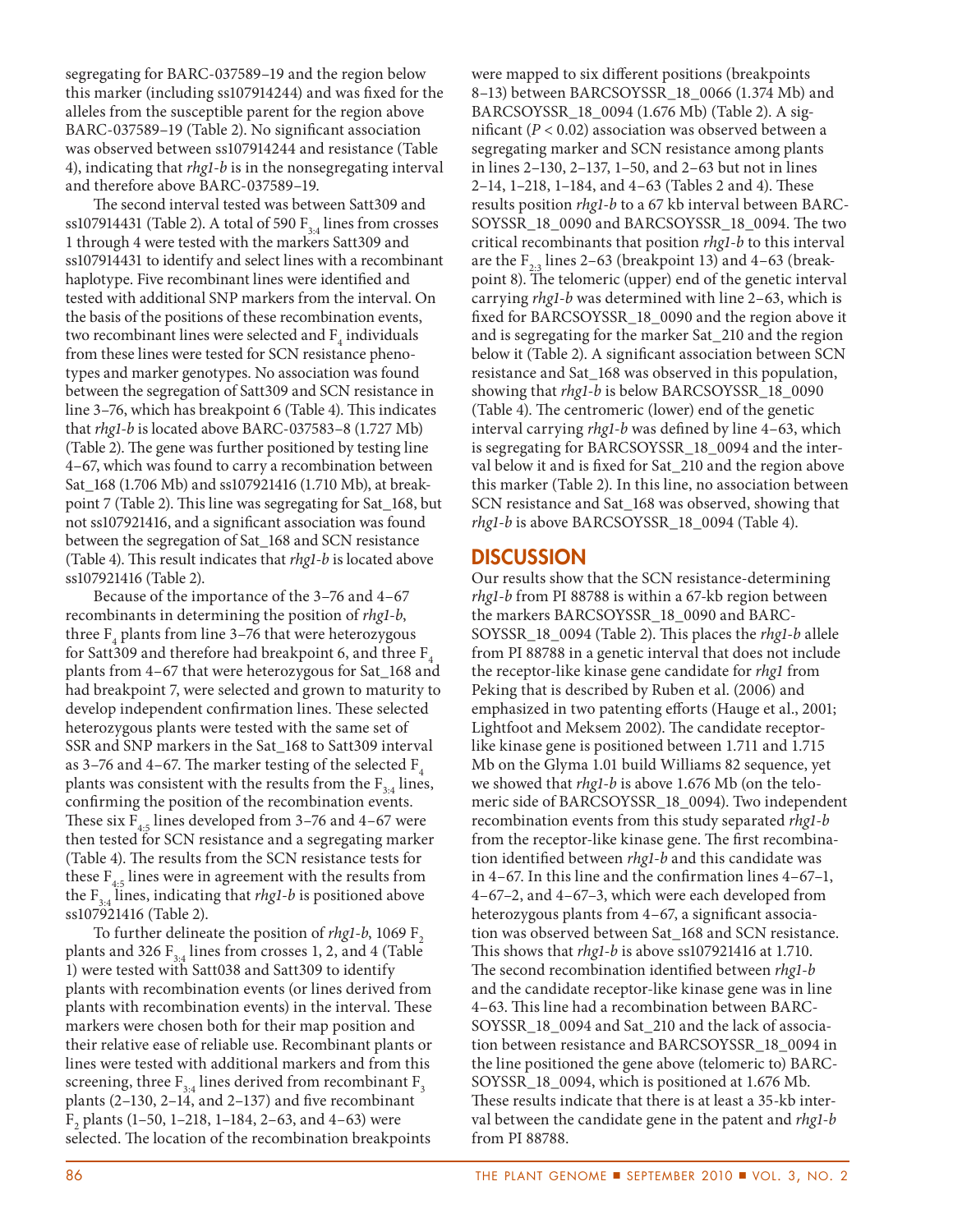segregating for BARC-037589–19 and the region below this marker (including ss107914244) and was fixed for the alleles from the susceptible parent for the region above BARC-037589–19 (Table 2). No significant association was observed between ss107914244 and resistance (Table 4), indicating that *rhg1-b* is in the nonsegregating interval and therefore above BARC-037589–19.

The second interval tested was between Satt309 and ss107914431 (Table 2). A total of 590 $F_{3:4}$ lines from crosses 1 through 4 were tested with the markers Satt309 and ss107914431 to identify and select lines with a recombinant haplotype. Five recombinant lines were identified and tested with additional SNP markers from the interval. On the basis of the positions of these recombination events, two recombinant lines were selected and $F_4$ individuals from these lines were tested for SCN resistance phenotypes and marker genotypes. No association was found between the segregation of Satt309 and SCN resistance in line 3–76, which has breakpoint 6 (Table 4). This indicates that *rhg1-b* is located above BARC-037583–8 (1.727 Mb) (Table 2). The gene was further positioned by testing line 4–67, which was found to carry a recombination between Sat_168 (1.706 Mb) and ss107921416 (1.710 Mb), at breakpoint 7 (Table 2). This line was segregating for Sat_168, but not ss107921416, and a significant association was found between the segregation of Sat_168 and SCN resistance (Table 4). This result indicates that *rhg1-b* is located above ss107921416 (Table 2).

Because of the importance of the 3–76 and 4–67 recombinants in determining the position of *rhg1-b*, three $F_4$ plants from line 3–76 that were heterozygous for Satt309 and therefore had breakpoint 6, and three $F_4$ plants from 4–67 that were heterozygous for Sat_168 and had breakpoint 7, were selected and grown to maturity to develop independent confirmation lines. These selected heterozygous plants were tested with the same set of SSR and SNP markers in the Sat_168 to Satt309 interval as 3–76 and 4–67. The marker testing of the selected $F_4$ plants was consistent with the results from the $F_{3:4}$ lines, confirming the position of the recombination events. These six $F_{4:5}$ lines developed from 3–76 and 4–67 were then tested for SCN resistance and a segregating marker (Table 4). The results from the SCN resistance tests for these $F_{4:5}$ lines were in agreement with the results from the $F_{3:4}$ lines, indicating that *rhg1-b* is positioned above ss107921416 (Table 2).

To further delineate the position of *rhg1-b*, 1069 $F_2$ plants and 326 $F_{3:4}$ lines from crosses 1, 2, and 4 (Table 1) were tested with Satt038 and Satt309 to identify plants with recombination events (or lines derived from plants with recombination events) in the interval. These markers were chosen both for their map position and their relative ease of reliable use. Recombinant plants or lines were tested with additional markers and from this screening, three $F_{3:4}$ lines derived from recombinant $F_3$ plants (2–130, 2–14, and 2–137) and five recombinant $F_2$ plants (1–50, 1–218, 1–184, 2–63, and 4–63) were selected. The location of the recombination breakpoints were mapped to six different positions (breakpoints 8–13) between BARCSOYSSR_18_0066 (1.374 Mb) and BARCSOYSSR_18_0094 (1.676 Mb) (Table 2). A significant ($P < 0.02$) association was observed between a segregating marker and SCN resistance among plants in lines 2–130, 2–137, 1–50, and 2–63 but not in lines 2–14, 1–218, 1–184, and 4–63 (Tables 2 and 4). These results position *rhg1-b* to a 67 kb interval between BARCSOYSSR_18_0090 and BARCSOYSSR_18_0094. The two critical recombinants that position *rhg1-b* to this interval are the $F_{2:3}$ lines 2–63 (breakpoint 13) and 4–63 (breakpoint 8). The telomeric (upper) end of the genetic interval carrying *rhg1-b* was determined with line 2–63, which is fixed for BARCSOYSSR_18_0090 and the region above it and is segregating for the marker Sat_210 and the region below it (Table 2). A significant association between SCN resistance and Sat_168 was observed in this population, showing that *rhg1-b* is below BARCSOYSSR_18_0090 (Table 4). The centromeric (lower) end of the genetic interval carrying *rhg1-b* was defined by line 4–63, which is segregating for BARCSOYSSR_18_0094 and the interval below it and is fixed for Sat_210 and the region above this marker (Table 2). In this line, no association between SCN resistance and Sat_168 was observed, showing that *rhg1-b* is above BARCSOYSSR_18_0094 (Table 4).

## DISCUSSION

Our results show that the SCN resistance-determining *rhg1-b* from PI 88788 is within a 67-kb region between the markers BARCSOYSSR_18_0090 and BARCSOYSSR_18_0094 (Table 2). This places the *rhg1-b* allele from PI 88788 in a genetic interval that does not include the receptor-like kinase gene candidate for *rhg1* from Peking that is described by Ruben et al. (2006) and emphasized in two patenting efforts (Hauge et al., 2001; Lightfoot and Meksem 2002). The candidate receptor-like kinase gene is positioned between 1.711 and 1.715 Mb on the Glyma 1.01 build Williams 82 sequence, yet we showed that *rhg1-b* is above 1.676 Mb (on the telomeric side of BARCSOYSSR_18_0094). Two independent recombination events from this study separated *rhg1-b* from the receptor-like kinase gene. The first recombination identified between *rhg1-b* and this candidate was in 4–67. In this line and the confirmation lines 4–67–1, 4–67–2, and 4–67–3, which were each developed from heterozygous plants from 4–67, a significant association was observed between Sat_168 and SCN resistance. This shows that *rhg1-b* is above ss107921416 at 1.710. The second recombination identified between *rhg1-b* and the candidate receptor-like kinase gene was in line 4–63. This line had a recombination between BARCSOYSSR_18_0094 and Sat_210 and the lack of association between resistance and BARCSOYSSR_18_0094 in the line positioned the gene above (telomeric to) BARCSOYSSR_18_0094, which is positioned at 1.676 Mb. These results indicate that there is at least a 35-kb interval between the candidate gene in the patent and *rhg1-b* from PI 88788.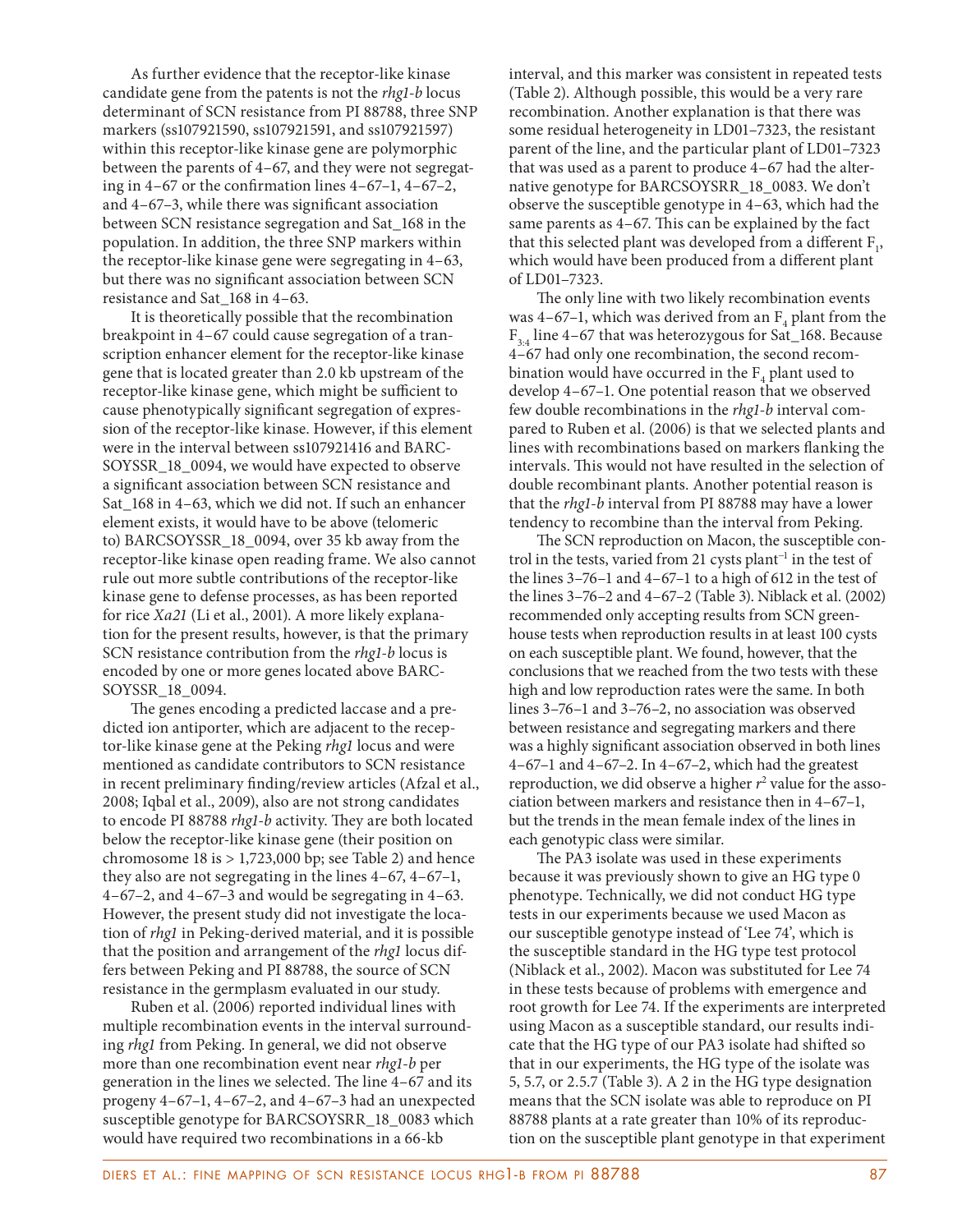As further evidence that the receptor-like kinase candidate gene from the patents is not the *rhg1-b* locus determinant of SCN resistance from PI 88788, three SNP markers (ss107921590, ss107921591, and ss107921597) within this receptor-like kinase gene are polymorphic between the parents of 4–67, and they were not segregating in 4–67 or the confirmation lines 4–67–1, 4–67–2, and 4–67–3, while there was significant association between SCN resistance segregation and Sat_168 in the population. In addition, the three SNP markers within the receptor-like kinase gene were segregating in 4–63, but there was no significant association between SCN resistance and Sat_168 in 4–63.

It is theoretically possible that the recombination breakpoint in 4–67 could cause segregation of a transcription enhancer element for the receptor-like kinase gene that is located greater than 2.0 kb upstream of the receptor-like kinase gene, which might be sufficient to cause phenotypically significant segregation of expression of the receptor-like kinase. However, if this element were in the interval between ss107921416 and BARCSOYSSR_18_0094, we would have expected to observe a significant association between SCN resistance and Sat_168 in 4–63, which we did not. If such an enhancer element exists, it would have to be above (telomeric to) BARCSOYSSR_18_0094, over 35 kb away from the receptor-like kinase open reading frame. We also cannot rule out more subtle contributions of the receptor-like kinase gene to defense processes, as has been reported for rice *Xa21* (Li et al., 2001). A more likely explanation for the present results, however, is that the primary SCN resistance contribution from the *rhg1-b* locus is encoded by one or more genes located above BARCSOYSSR_18_0094.

The genes encoding a predicted laccase and a predicted ion antiporter, which are adjacent to the receptor-like kinase gene at the Peking *rhg1* locus and were mentioned as candidate contributors to SCN resistance in recent preliminary finding/review articles (Afzal et al., 2008; Iqbal et al., 2009), also are not strong candidates to encode PI 88788 *rhg1-b* activity. They are both located below the receptor-like kinase gene (their position on chromosome 18 is > 1,723,000 bp; see Table 2) and hence they also are not segregating in the lines 4–67, 4–67–1, 4–67–2, and 4–67–3 and would be segregating in 4–63. However, the present study did not investigate the location of *rhg1* in Peking-derived material, and it is possible that the position and arrangement of the *rhg1* locus differs between Peking and PI 88788, the source of SCN resistance in the germplasm evaluated in our study.

Ruben et al. (2006) reported individual lines with multiple recombination events in the interval surrounding *rhg1* from Peking. In general, we did not observe more than one recombination event near *rhg1-b* per generation in the lines we selected. The line 4–67 and its progeny 4–67–1, 4–67–2, and 4–67–3 had an unexpected susceptible genotype for BARCSOYSRR_18_0083 which would have required two recombinations in a 66-kb interval, and this marker was consistent in repeated tests (Table 2). Although possible, this would be a very rare recombination. Another explanation is that there was some residual heterogeneity in LD01–7323, the resistant parent of the line, and the particular plant of LD01–7323 that was used as a parent to produce 4–67 had the alternative genotype for BARCSOYSSR_18_0083. We don't observe the susceptible genotype in 4–63, which had the same parents as 4–67. This can be explained by the fact that this selected plant was developed from a different $F_1$, which would have been produced from a different plant of LD01–7323.

The only line with two likely recombination events was 4–67–1, which was derived from an $F_4$ plant from the $F_{3:4}$ line 4–67 that was heterozygous for Sat_168. Because 4–67 had only one recombination, the second recombination would have occurred in the $F_4$ plant used to develop 4–67–1. One potential reason that we observed few double recombinations in the *rhg1-b* interval compared to Ruben et al. (2006) is that we selected plants and lines with recombinations based on markers flanking the intervals. This would not have resulted in the selection of double recombinant plants. Another potential reason is that the *rhg1-b* interval from PI 88788 may have a lower tendency to recombine than the interval from Peking.

The SCN reproduction on Macon, the susceptible control in the tests, varied from 21 cysts plant$^{-1}$ in the test of the lines 3–76–1 and 4–67–1 to a high of 612 in the test of the lines 3–76–2 and 4–67–2 (Table 3). Niblack et al. (2002) recommended only accepting results from SCN greenhouse tests when reproduction results in at least 100 cysts on each susceptible plant. We found, however, that the conclusions that we reached from the two tests with these high and low reproduction rates were the same. In both lines 3–76–1 and 3–76–2, no association was observed between resistance and segregating markers and there was a highly significant association observed in both lines 4–67–1 and 4–67–2. In 4–67–2, which had the greatest reproduction, we did observe a higher $r^2$ value for the association between markers and resistance then in 4–67–1, but the trends in the mean female index of the lines in each genotypic class were similar.

The PA3 isolate was used in these experiments because it was previously shown to give an HG type 0 phenotype. Technically, we did not conduct HG type tests in our experiments because we used Macon as our susceptible genotype instead of 'Lee 74', which is the susceptible standard in the HG type test protocol (Niblack et al., 2002). Macon was substituted for Lee 74 in these tests because of problems with emergence and root growth for Lee 74. If the experiments are interpreted using Macon as a susceptible standard, our results indicate that the HG type of our PA3 isolate had shifted so that in our experiments, the HG type of the isolate was 5, 5.7, or 2.5.7 (Table 3). A 2 in the HG type designation means that the SCN isolate was able to reproduce on PI 88788 plants at a rate greater than 10% of its reproduction on the susceptible plant genotype in that experiment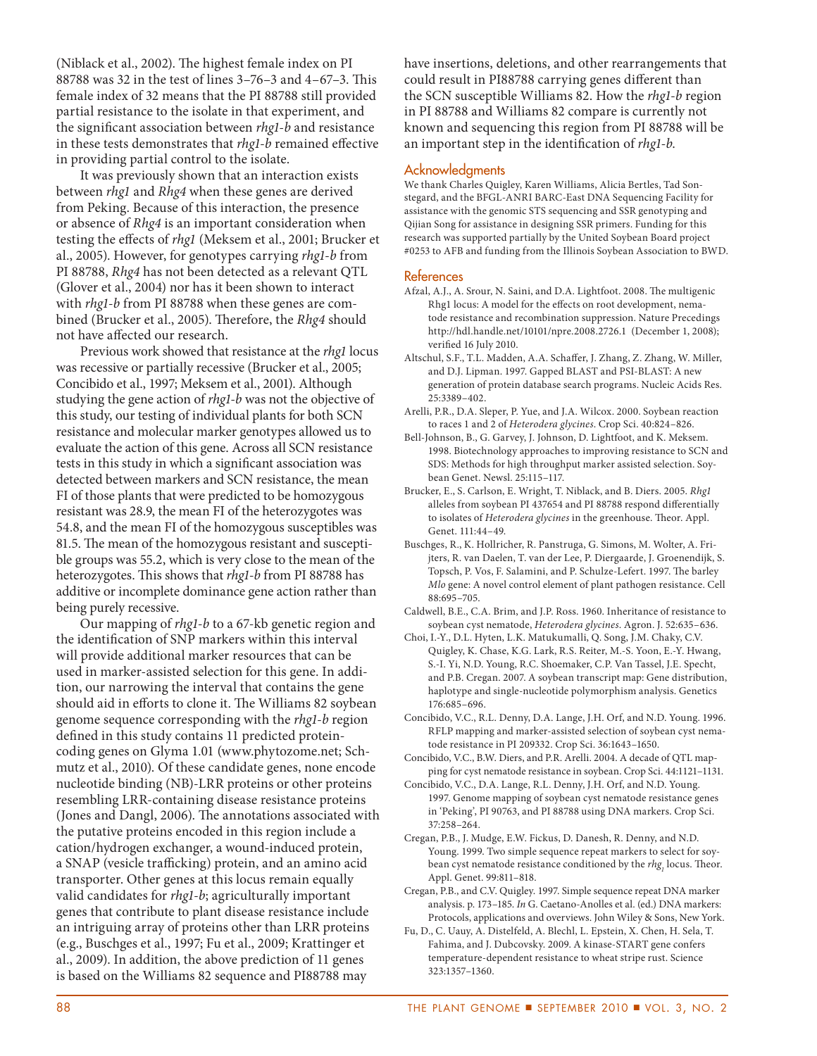(Niblack et al., 2002). The highest female index on PI 88788 was 32 in the test of lines 3–76–3 and 4–67–3. This female index of 32 means that the PI 88788 still provided partial resistance to the isolate in that experiment, and the significant association between *rhg1-b* and resistance in these tests demonstrates that *rhg1-b* remained effective in providing partial control to the isolate.

It was previously shown that an interaction exists between *rhg1* and *Rhg4* when these genes are derived from Peking. Because of this interaction, the presence or absence of *Rhg4* is an important consideration when testing the effects of *rhg1* (Meksem et al., 2001; Brucker et al., 2005). However, for genotypes carrying *rhg1-b* from PI 88788, *Rhg4* has not been detected as a relevant QTL (Glover et al., 2004) nor has it been shown to interact with *rhg1-b* from PI 88788 when these genes are combined (Brucker et al., 2005). Therefore, the *Rhg4* should not have affected our research.

Previous work showed that resistance at the *rhg1* locus was recessive or partially recessive (Brucker et al., 2005; Concibido et al., 1997; Meksem et al., 2001). Although studying the gene action of *rhg1-b* was not the objective of this study, our testing of individual plants for both SCN resistance and molecular marker genotypes allowed us to evaluate the action of this gene. Across all SCN resistance tests in this study in which a significant association was detected between markers and SCN resistance, the mean FI of those plants that were predicted to be homozygous resistant was 28.9, the mean FI of the heterozygotes was 54.8, and the mean FI of the homozygous susceptibles was 81.5. The mean of the homozygous resistant and susceptible groups was 55.2, which is very close to the mean of the heterozygotes. This shows that *rhg1-b* from PI 88788 has additive or incomplete dominance gene action rather than being purely recessive.

Our mapping of *rhg1-b* to a 67-kb genetic region and the identification of SNP markers within this interval will provide additional marker resources that can be used in marker-assisted selection for this gene. In addition, our narrowing the interval that contains the gene should aid in efforts to clone it. The Williams 82 soybean genome sequence corresponding with the *rhg1-b* region defined in this study contains 11 predicted protein-coding genes on Glyma 1.01 (www.phytozome.net; Schmutz et al., 2010). Of these candidate genes, none encode nucleotide binding (NB)-LRR proteins or other proteins resembling LRR-containing disease resistance proteins (Jones and Dangl, 2006). The annotations associated with the putative proteins encoded in this region include a cation/hydrogen exchanger, a wound-induced protein, a SNAP (vesicle trafficking) protein, and an amino acid transporter. Other genes at this locus remain equally valid candidates for *rhg1-b*; agriculturally important genes that contribute to plant disease resistance include an intriguing array of proteins other than LRR proteins (e.g., Buschges et al., 1997; Fu et al., 2009; Krattinger et al., 2009). In addition, the above prediction of 11 genes is based on the Williams 82 sequence and PI88788 may have insertions, deletions, and other rearrangements that could result in PI88788 carrying genes different than the SCN susceptible Williams 82. How the *rhg1-b* region in PI 88788 and Williams 82 compare is currently not known and sequencing this region from PI 88788 will be an important step in the identification of *rhg1-b*.

## Acknowledgments

We thank Charles Quigley, Karen Williams, Alicia Bertles, Tad Sonstegard, and the BFGL-ANRI BARC-East DNA Sequencing Facility for assistance with the genomic STS sequencing and SSR genotyping and Qijian Song for assistance in designing SSR primers. Funding for this research was supported partially by the United Soybean Board project #0253 to AFB and funding from the Illinois Soybean Association to BWD.

## References

Afzal, A.J., A. Srour, N. Saini, and D.A. Lightfoot. 2008. The multigenic Rhg1 locus: A model for the effects on root development, nematode resistance and recombination suppression. Nature Precedings http://hdl.handle.net/10101/npre.2008.2726.1 (December 1, 2008); verified 16 July 2010.

Altschul, S.F., T.L. Madden, A.A. Schaffer, J. Zhang, Z. Zhang, W. Miller, and D.J. Lipman. 1997. Gapped BLAST and PSI-BLAST: A new generation of protein database search programs. Nucleic Acids Res. 25:3389–402.

Arelli, P.R., D.A. Sleper, P. Yue, and J.A. Wilcox. 2000. Soybean reaction to races 1 and 2 of *Heterodera glycines*. Crop Sci. 40:824–826.

Bell-Johnson, B., G. Garvey, J. Johnson, D. Lightfoot, and K. Meksem. 1998. Biotechnology approaches to improving resistance to SCN and SDS: Methods for high throughput marker assisted selection. Soybean Genet. Newsl. 25:115–117.

Brucker, E., S. Carlson, E. Wright, T. Niblack, and B. Diers. 2005. *Rhg1* alleles from soybean PI 437654 and PI 88788 respond differentially to isolates of *Heterodera glycines* in the greenhouse. Theor. Appl. Genet. 111:44–49.

Buschges, R., K. Hollricher, R. Panstruga, G. Simons, M. Wolter, A. Frijters, R. van Daelen, T. van der Lee, P. Diergaarde, J. Groenendijk, S. Topsch, P. Vos, F. Salamini, and P. Schulze-Lefert. 1997. The barley *Mlo* gene: A novel control element of plant pathogen resistance. Cell 88:695–705.

Caldwell, B.E., C.A. Brim, and J.P. Ross. 1960. Inheritance of resistance to soybean cyst nematode, *Heterodera glycines*. Agron. J. 52:635–636.

Choi, I.-Y., D.L. Hyten, L.K. Matukumalli, Q. Song, J.M. Chaky, C.V. Quigley, K. Chase, K.G. Lark, R.S. Reiter, M.-S. Yoon, E.-Y. Hwang, S.-I. Yi, N.D. Young, R.C. Shoemaker, C.P. Van Tassel, J.E. Specht, and P.B. Cregan. 2007. A soybean transcript map: Gene distribution, haplotype and single-nucleotide polymorphism analysis. Genetics 176:685–696.

Concibido, V.C., R.L. Denny, D.A. Lange, J.H. Orf, and N.D. Young. 1996. RFLP mapping and marker-assisted selection of soybean cyst nematode resistance in PI 209332. Crop Sci. 36:1643–1650.

Concibido, V.C., B.W. Diers, and P.R. Arelli. 2004. A decade of QTL mapping for cyst nematode resistance in soybean. Crop Sci. 44:1121–1131.

Concibido, V.C., D.A. Lange, R.L. Denny, J.H. Orf, and N.D. Young. 1997. Genome mapping of soybean cyst nematode resistance genes in 'Peking', PI 90763, and PI 88788 using DNA markers. Crop Sci. 37:258–264.

Cregan, P.B., J. Mudge, E.W. Fickus, D. Danesh, R. Denny, and N.D. Young. 1999. Two simple sequence repeat markers to select for soybean cyst nematode resistance conditioned by the $rhg_1$ locus. Theor. Appl. Genet. 99:811–818.

Cregan, P.B., and C.V. Quigley. 1997. Simple sequence repeat DNA marker analysis. p. 173–185. *In* G. Caetano-Anolles et al. (ed.) DNA markers: Protocols, applications and overviews. John Wiley & Sons, New York.

Fu, D., C. Uauy, A. Distelfeld, A. Blechl, L. Epstein, X. Chen, H. Sela, T. Fahima, and J. Dubcovsky. 2009. A kinase-START gene confers temperature-dependent resistance to wheat stripe rust. Science 323:1357–1360.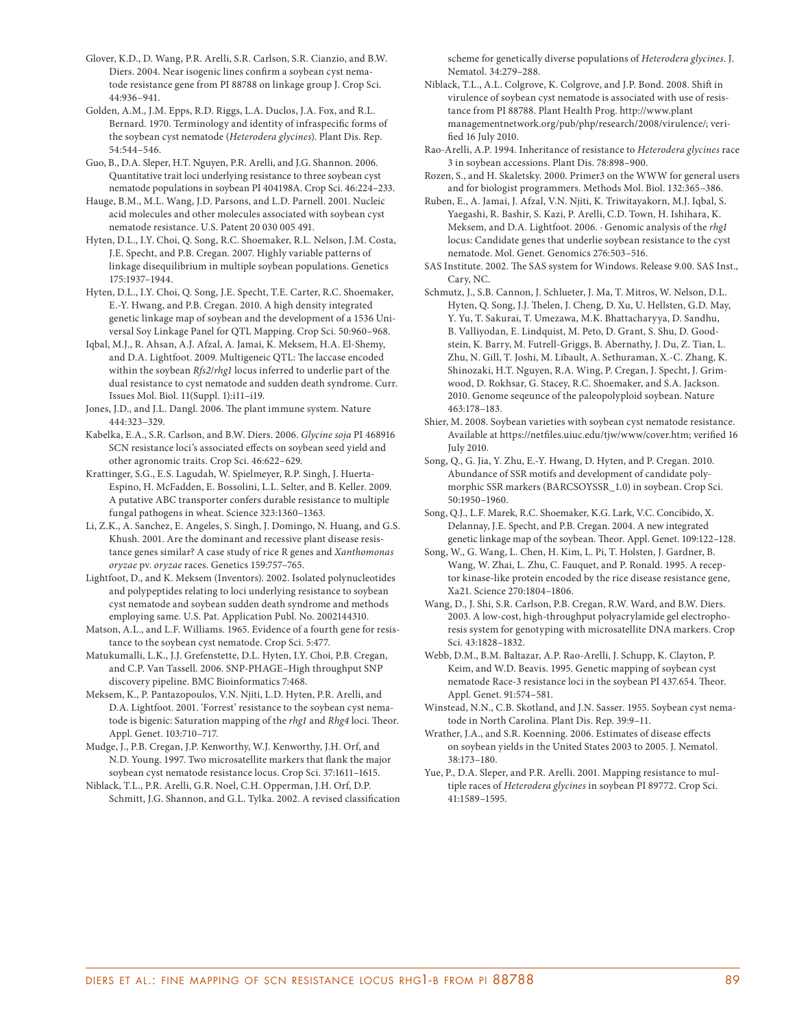Glover, K.D., D. Wang, P.R. Arelli, S.R. Carlson, S.R. Cianzio, and B.W. Diers. 2004. Near isogenic lines confirm a soybean cyst nematode resistance gene from PI 88788 on linkage group J. Crop Sci. 44:936–941.

Golden, A.M., J.M. Epps, R.D. Riggs, L.A. Duclos, J.A. Fox, and R.L. Bernard. 1970. Terminology and identity of infraspecific forms of the soybean cyst nematode (*Heterodera glycines*). Plant Dis. Rep. 54:544–546.

Guo, B., D.A. Sleper, H.T. Nguyen, P.R. Arelli, and J.G. Shannon. 2006. Quantitative trait loci underlying resistance to three soybean cyst nematode populations in soybean PI 404198A. Crop Sci. 46:224–233.

Hauge, B.M., M.L. Wang, J.D. Parsons, and L.D. Parnell. 2001. Nucleic acid molecules and other molecules associated with soybean cyst nematode resistance. U.S. Patent 20 030 005 491.

Hyten, D.L., I.Y. Choi, Q. Song, R.C. Shoemaker, R.L. Nelson, J.M. Costa, J.E. Specht, and P.B. Cregan. 2007. Highly variable patterns of linkage disequilibrium in multiple soybean populations. Genetics 175:1937–1944.

Hyten, D.L., I.Y. Choi, Q. Song, J.E. Specht, T.E. Carter, R.C. Shoemaker, E.-Y. Hwang, and P.B. Cregan. 2010. A high density integrated genetic linkage map of soybean and the development of a 1536 Universal Soy Linkage Panel for QTL Mapping. Crop Sci. 50:960–968.

Iqbal, M.J., R. Ahsan, A.J. Afzal, A. Jamai, K. Meksem, H.A. El-Shemy, and D.A. Lightfoot. 2009. Multigeneic QTL: The laccase encoded within the soybean *Rfs2/rhg1* locus inferred to underlie part of the dual resistance to cyst nematode and sudden death syndrome. Curr. Issues Mol. Biol. 11(Suppl. 1):i11–i19.

Jones, J.D., and J.L. Dangl. 2006. The plant immune system. Nature 444:323–329.

Kabelka, E.A., S.R. Carlson, and B.W. Diers. 2006. *Glycine soja* PI 468916 SCN resistance loci's associated effects on soybean seed yield and other agronomic traits. Crop Sci. 46:622–629.

Krattinger, S.G., E.S. Lagudah, W. Spielmeyer, R.P. Singh, J. Huerta-Espino, H. McFadden, E. Bossolini, L.L. Selter, and B. Keller. 2009. A putative ABC transporter confers durable resistance to multiple fungal pathogens in wheat. Science 323:1360–1363.

Li, Z.K., A. Sanchez, E. Angeles, S. Singh, J. Domingo, N. Huang, and G.S. Khush. 2001. Are the dominant and recessive plant disease resistance genes similar? A case study of rice R genes and *Xanthomonas oryzae* pv. *oryzae* races. Genetics 159:757–765.

Lightfoot, D., and K. Meksem (Inventors). 2002. Isolated polynucleotides and polypeptides relating to loci underlying resistance to soybean cyst nematode and soybean sudden death syndrome and methods employing same. U.S. Pat. Application Publ. No. 2002144310.

Matson, A.L., and L.F. Williams. 1965. Evidence of a fourth gene for resistance to the soybean cyst nematode. Crop Sci. 5:477.

Matukumalli, L.K., J.J. Grefenstette, D.L. Hyten, I.Y. Choi, P.B. Cregan, and C.P. Van Tassell. 2006. SNP-PHAGE–High throughput SNP discovery pipeline. BMC Bioinformatics 7:468.

Meksem, K., P. Pantazopoulos, V.N. Njiti, L.D. Hyten, P.R. Arelli, and D.A. Lightfoot. 2001. 'Forrest' resistance to the soybean cyst nematode is bigenic: Saturation mapping of the *rhg1* and *Rhg4* loci. Theor. Appl. Genet. 103:710–717.

Mudge, J., P.B. Cregan, J.P. Kenworthy, W.J. Kenworthy, J.H. Orf, and N.D. Young. 1997. Two microsatellite markers that flank the major soybean cyst nematode resistance locus. Crop Sci. 37:1611–1615.

Niblack, T.L., P.R. Arelli, G.R. Noel, C.H. Opperman, J.H. Orf, D.P. Schmitt, J.G. Shannon, and G.L. Tylka. 2002. A revised classification scheme for genetically diverse populations of *Heterodera glycines*. J. Nematol. 34:279–288.

Niblack, T.L., A.L. Colgrove, K. Colgrove, and J.P. Bond. 2008. Shift in virulence of soybean cyst nematode is associated with use of resistance from PI 88788. Plant Health Prog. http://www.plantmanagementnetwork.org/pub/php/research/2008/virulence/; verified 16 July 2010.

Rao-Arelli, A.P. 1994. Inheritance of resistance to *Heterodera glycines* race 3 in soybean accessions. Plant Dis. 78:898–900.

Rozen, S., and H. Skaletsky. 2000. Primer3 on the WWW for general users and for biologist programmers. Methods Mol. Biol. 132:365–386.

Ruben, E., A. Jamai, J. Afzal, V.N. Njiti, K. Triwitayakorn, M.J. Iqbal, S. Yaegashi, R. Bashir, S. Kazi, P. Arelli, C.D. Town, H. Ishihara, K. Meksem, and D.A. Lightfoot. 2006. · Genomic analysis of the *rhg1* locus: Candidate genes that underlie soybean resistance to the cyst nematode. Mol. Genet. Genomics 276:503–516.

SAS Institute. 2002. The SAS system for Windows. Release 9.00. SAS Inst., Cary, NC.

Schmutz, J., S.B. Cannon, J. Schlueter, J. Ma, T. Mitros, W. Nelson, D.L. Hyten, Q. Song, J.J. Thelen, J. Cheng, D. Xu, U. Hellsten, G.D. May, Y. Yu, T. Sakurai, T. Umezawa, M.K. Bhattacharyya, D. Sandhu, B. Valliyodan, E. Lindquist, M. Peto, D. Grant, S. Shu, D. Goodstein, K. Barry, M. Futrell-Griggs, B. Abernathy, J. Du, Z. Tian, L. Zhu, N. Gill, T. Joshi, M. Libault, A. Sethuraman, X.-C. Zhang, K. Shinozaki, H.T. Nguyen, R.A. Wing, P. Cregan, J. Specht, J. Grimwood, D. Rokhsar, G. Stacey, R.C. Shoemaker, and S.A. Jackson. 2010. Genome seqeunce of the paleopolyploid soybean. Nature 463:178–183.

Shier, M. 2008. Soybean varieties with soybean cyst nematode resistance. Available at https://netfiles.uiuc.edu/tjw/www/cover.htm; verified 16 July 2010.

Song, Q., G. Jia, Y. Zhu, E.-Y. Hwang, D. Hyten, and P. Cregan. 2010. Abundance of SSR motifs and development of candidate polymorphic SSR markers (BARCSOYSSR_1.0) in soybean. Crop Sci. 50:1950–1960.

Song, Q.J., L.F. Marek, R.C. Shoemaker, K.G. Lark, V.C. Concibido, X. Delannay, J.E. Specht, and P.B. Cregan. 2004. A new integrated genetic linkage map of the soybean. Theor. Appl. Genet. 109:122–128.

Song, W., G. Wang, L. Chen, H. Kim, L. Pi, T. Holsten, J. Gardner, B. Wang, W. Zhai, L. Zhu, C. Fauquet, and P. Ronald. 1995. A receptor kinase-like protein encoded by the rice disease resistance gene, Xa21. Science 270:1804–1806.

Wang, D., J. Shi, S.R. Carlson, P.B. Cregan, R.W. Ward, and B.W. Diers. 2003. A low-cost, high-throughput polyacrylamide gel electrophoresis system for genotyping with microsatellite DNA markers. Crop Sci. 43:1828–1832.

Webb, D.M., B.M. Baltazar, A.P. Rao-Arelli, J. Schupp, K. Clayton, P. Keim, and W.D. Beavis. 1995. Genetic mapping of soybean cyst nematode Race-3 resistance loci in the soybean PI 437.654. Theor. Appl. Genet. 91:574–581.

Winstead, N.N., C.B. Skotland, and J.N. Sasser. 1955. Soybean cyst nematode in North Carolina. Plant Dis. Rep. 39:9–11.

Wrather, J.A., and S.R. Koenning. 2006. Estimates of disease effects on soybean yields in the United States 2003 to 2005. J. Nematol. 38:173–180.

Yue, P., D.A. Sleper, and P.R. Arelli. 2001. Mapping resistance to multiple races of *Heterodera glycines* in soybean PI 89772. Crop Sci. 41:1589–1595.